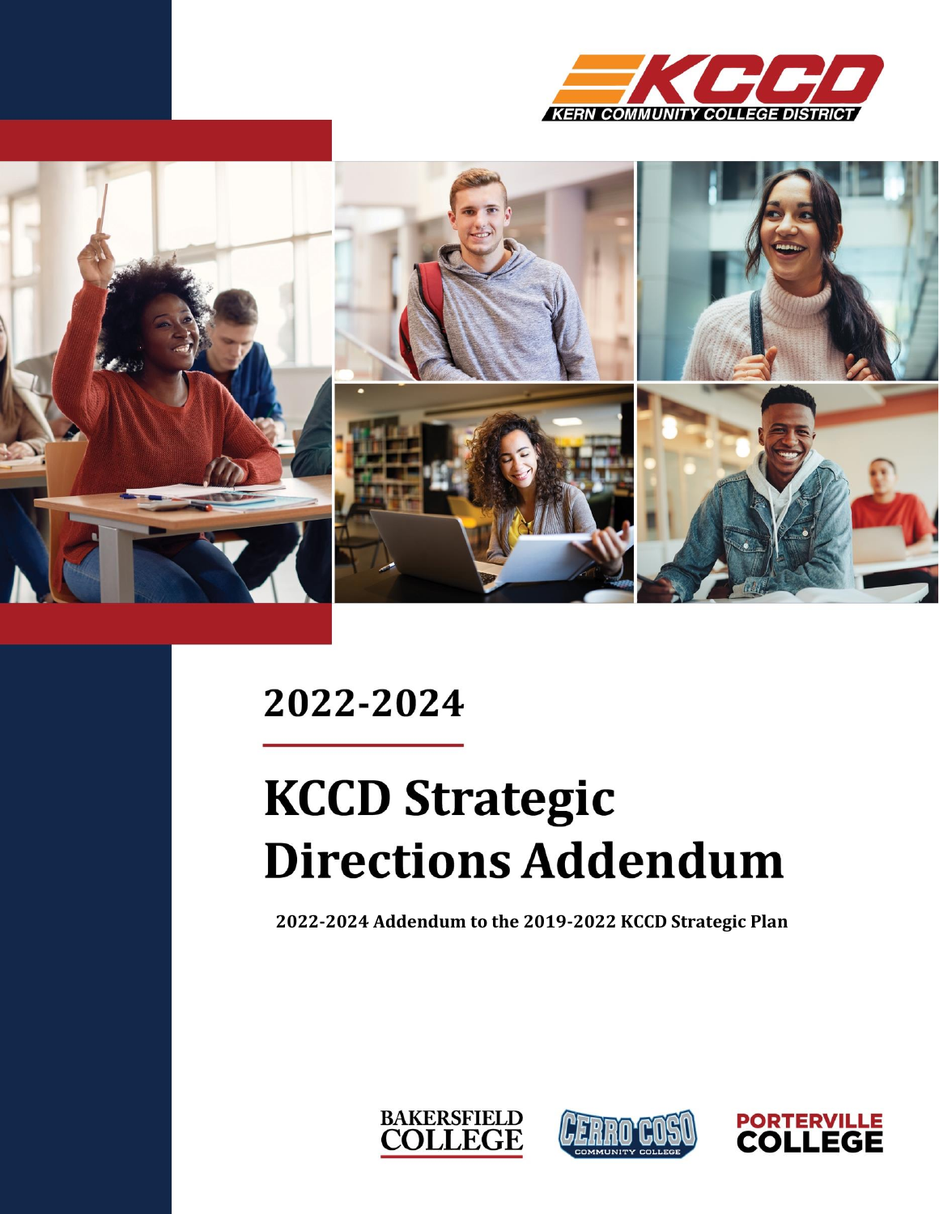KCCD
KERN COMMUNITY COLLEGE DISTRICT

2022-2024

# KCCD Strategic Directions Addendum

**2022-2024 Addendum to the 2019-2022 KCCD Strategic Plan**

BAKERSFIELD COLLEGE

CERRO COSO COMMUNITY COLLEGE

PORTERVILLE COLLEGE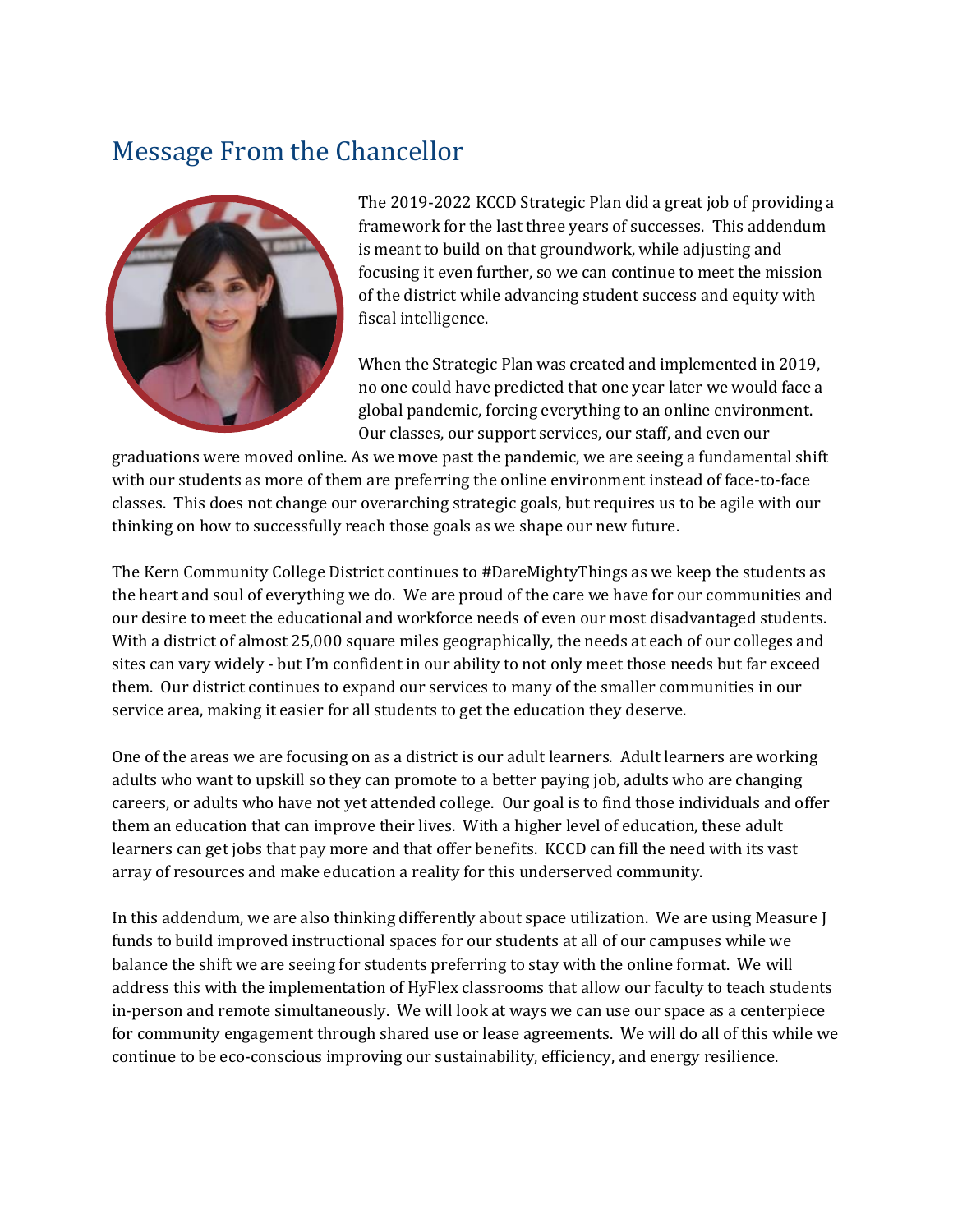## Message From the Chancellor

The 2019-2022 KCCD Strategic Plan did a great job of providing a framework for the last three years of successes. This addendum is meant to build on that groundwork, while adjusting and focusing it even further, so we can continue to meet the mission of the district while advancing student success and equity with fiscal intelligence.

When the Strategic Plan was created and implemented in 2019, no one could have predicted that one year later we would face a global pandemic, forcing everything to an online environment. Our classes, our support services, our staff, and even our graduations were moved online. As we move past the pandemic, we are seeing a fundamental shift with our students as more of them are preferring the online environment instead of face-to-face classes. This does not change our overarching strategic goals, but requires us to be agile with our thinking on how to successfully reach those goals as we shape our new future.

The Kern Community College District continues to #DareMightyThings as we keep the students as the heart and soul of everything we do. We are proud of the care we have for our communities and our desire to meet the educational and workforce needs of even our most disadvantaged students. With a district of almost 25,000 square miles geographically, the needs at each of our colleges and sites can vary widely - but I'm confident in our ability to not only meet those needs but far exceed them. Our district continues to expand our services to many of the smaller communities in our service area, making it easier for all students to get the education they deserve.

One of the areas we are focusing on as a district is our adult learners. Adult learners are working adults who want to upskill so they can promote to a better paying job, adults who are changing careers, or adults who have not yet attended college. Our goal is to find those individuals and offer them an education that can improve their lives. With a higher level of education, these adult learners can get jobs that pay more and that offer benefits. KCCD can fill the need with its vast array of resources and make education a reality for this underserved community.

In this addendum, we are also thinking differently about space utilization. We are using Measure J funds to build improved instructional spaces for our students at all of our campuses while we balance the shift we are seeing for students preferring to stay with the online format. We will address this with the implementation of HyFlex classrooms that allow our faculty to teach students in-person and remote simultaneously. We will look at ways we can use our space as a centerpiece for community engagement through shared use or lease agreements. We will do all of this while we continue to be eco-conscious improving our sustainability, efficiency, and energy resilience.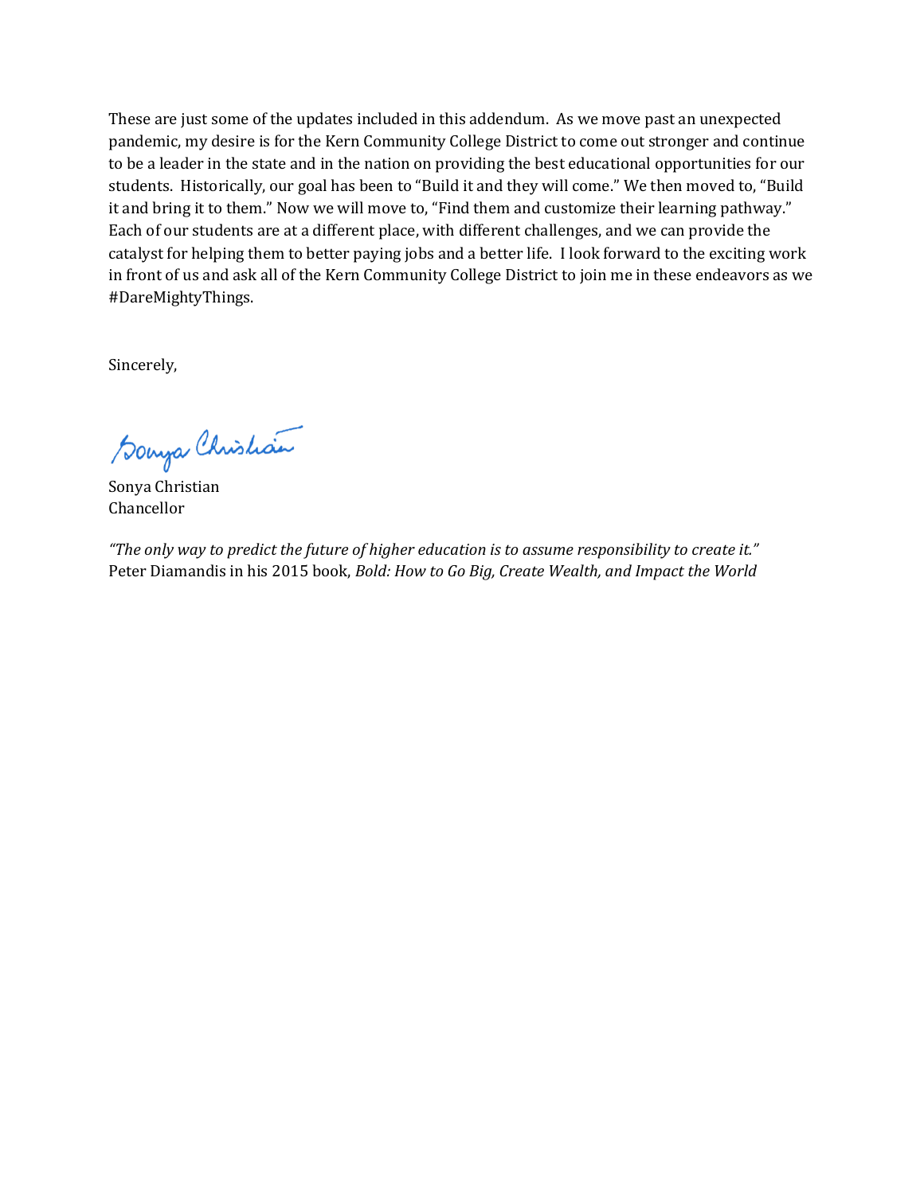These are just some of the updates included in this addendum. As we move past an unexpected pandemic, my desire is for the Kern Community College District to come out stronger and continue to be a leader in the state and in the nation on providing the best educational opportunities for our students. Historically, our goal has been to "Build it and they will come." We then moved to, "Build it and bring it to them." Now we will move to, "Find them and customize their learning pathway." Each of our students are at a different place, with different challenges, and we can provide the catalyst for helping them to better paying jobs and a better life. I look forward to the exciting work in front of us and ask all of the Kern Community College District to join me in these endeavors as we #DareMightyThings.

Sincerely,

Sonya Christian
Chancellor

*"The only way to predict the future of higher education is to assume responsibility to create it."*
Peter Diamandis in his 2015 book, *Bold: How to Go Big, Create Wealth, and Impact the World*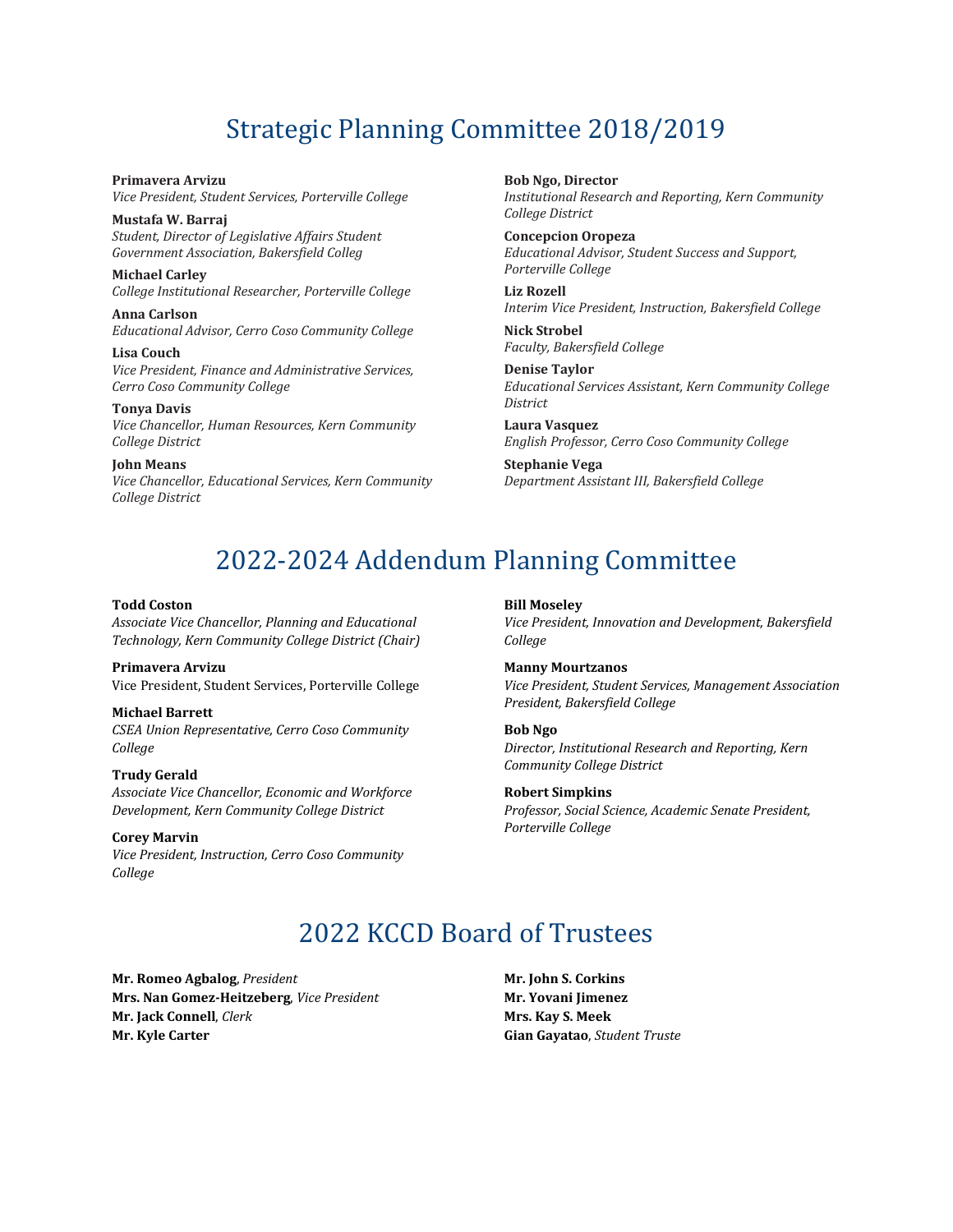# Strategic Planning Committee 2018/2019

**Primavera Arvizu**
*Vice President, Student Services, Porterville College*

**Mustafa W. Barraj**
*Student, Director of Legislative Affairs Student Government Association, Bakersfield Colleg*

**Michael Carley**
*College Institutional Researcher, Porterville College*

**Anna Carlson**
*Educational Advisor, Cerro Coso Community College*

**Lisa Couch**
*Vice President, Finance and Administrative Services, Cerro Coso Community College*

**Tonya Davis**
*Vice Chancellor, Human Resources, Kern Community College District*

**John Means**
*Vice Chancellor, Educational Services, Kern Community College District*

**Bob Ngo, Director**
*Institutional Research and Reporting, Kern Community College District*

**Concepcion Oropeza**
*Educational Advisor, Student Success and Support, Porterville College*

**Liz Rozell**
*Interim Vice President, Instruction, Bakersfield College*

**Nick Strobel**
*Faculty, Bakersfield College*

**Denise Taylor**
*Educational Services Assistant, Kern Community College District*

**Laura Vasquez**
*English Professor, Cerro Coso Community College*

**Stephanie Vega**
*Department Assistant III, Bakersfield College*

# 2022-2024 Addendum Planning Committee

**Todd Coston**
*Associate Vice Chancellor, Planning and Educational Technology, Kern Community College District (Chair)*

**Primavera Arvizu**
Vice President, Student Services, Porterville College

**Michael Barrett**
*CSEA Union Representative, Cerro Coso Community College*

**Trudy Gerald**
*Associate Vice Chancellor, Economic and Workforce Development, Kern Community College District*

**Corey Marvin**
*Vice President, Instruction, Cerro Coso Community College*

**Bill Moseley**
*Vice President, Innovation and Development, Bakersfield College*

**Manny Mourtzanos**
*Vice President, Student Services, Management Association President, Bakersfield College*

**Bob Ngo**
*Director, Institutional Research and Reporting, Kern Community College District*

**Robert Simpkins**
*Professor, Social Science, Academic Senate President, Porterville College*

# 2022 KCCD Board of Trustees

**Mr. Romeo Agbalog**, *President*
**Mrs. Nan Gomez-Heitzeberg**, *Vice President*
**Mr. Jack Connell**, *Clerk*
**Mr. Kyle Carter**
**Mr. John S. Corkins**
**Mr. Yovani Jimenez**
**Mrs. Kay S. Meek**
**Gian Gayatao**, *Student Truste*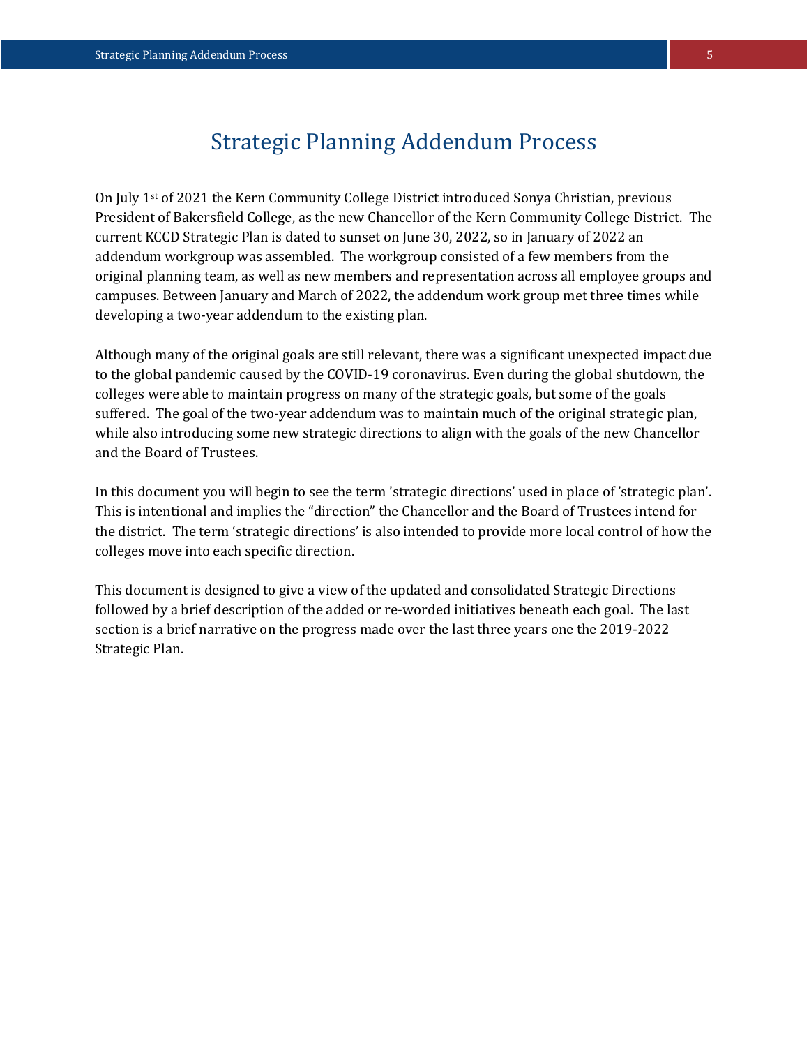# Strategic Planning Addendum Process

On July 1st of 2021 the Kern Community College District introduced Sonya Christian, previous President of Bakersfield College, as the new Chancellor of the Kern Community College District. The current KCCD Strategic Plan is dated to sunset on June 30, 2022, so in January of 2022 an addendum workgroup was assembled. The workgroup consisted of a few members from the original planning team, as well as new members and representation across all employee groups and campuses. Between January and March of 2022, the addendum work group met three times while developing a two-year addendum to the existing plan.

Although many of the original goals are still relevant, there was a significant unexpected impact due to the global pandemic caused by the COVID-19 coronavirus. Even during the global shutdown, the colleges were able to maintain progress on many of the strategic goals, but some of the goals suffered. The goal of the two-year addendum was to maintain much of the original strategic plan, while also introducing some new strategic directions to align with the goals of the new Chancellor and the Board of Trustees.

In this document you will begin to see the term 'strategic directions' used in place of 'strategic plan'. This is intentional and implies the "direction" the Chancellor and the Board of Trustees intend for the district. The term 'strategic directions' is also intended to provide more local control of how the colleges move into each specific direction.

This document is designed to give a view of the updated and consolidated Strategic Directions followed by a brief description of the added or re-worded initiatives beneath each goal. The last section is a brief narrative on the progress made over the last three years one the 2019-2022 Strategic Plan.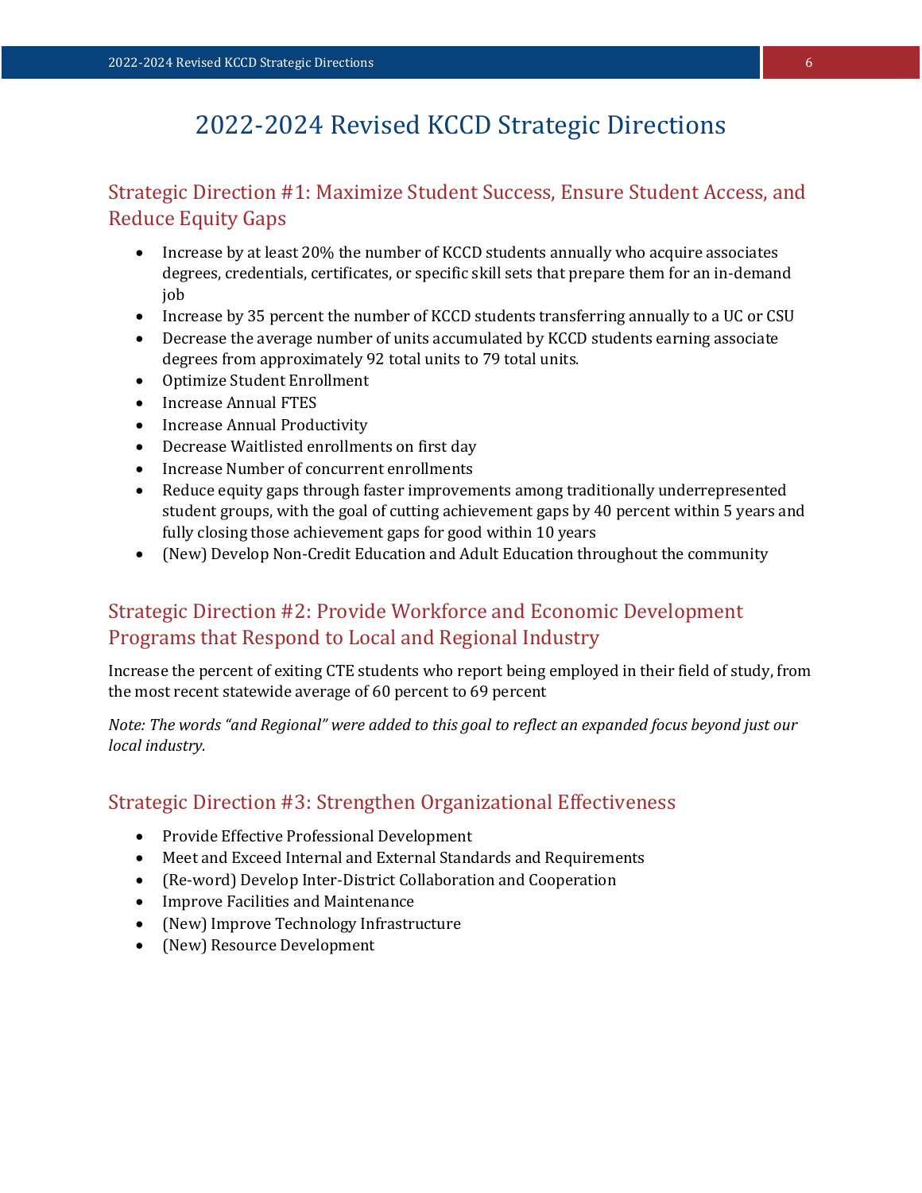# 2022-2024 Revised KCCD Strategic Directions

## Strategic Direction #1: Maximize Student Success, Ensure Student Access, and Reduce Equity Gaps

- Increase by at least 20% the number of KCCD students annually who acquire associates degrees, credentials, certificates, or specific skill sets that prepare them for an in-demand job
- Increase by 35 percent the number of KCCD students transferring annually to a UC or CSU
- Decrease the average number of units accumulated by KCCD students earning associate degrees from approximately 92 total units to 79 total units.
- Optimize Student Enrollment
- Increase Annual FTES
- Increase Annual Productivity
- Decrease Waitlisted enrollments on first day
- Increase Number of concurrent enrollments
- Reduce equity gaps through faster improvements among traditionally underrepresented student groups, with the goal of cutting achievement gaps by 40 percent within 5 years and fully closing those achievement gaps for good within 10 years
- (New) Develop Non-Credit Education and Adult Education throughout the community

## Strategic Direction #2: Provide Workforce and Economic Development Programs that Respond to Local and Regional Industry

Increase the percent of exiting CTE students who report being employed in their field of study, from the most recent statewide average of 60 percent to 69 percent

*Note: The words "and Regional" were added to this goal to reflect an expanded focus beyond just our local industry.*

## Strategic Direction #3: Strengthen Organizational Effectiveness

- Provide Effective Professional Development
- Meet and Exceed Internal and External Standards and Requirements
- (Re-word) Develop Inter-District Collaboration and Cooperation
- Improve Facilities and Maintenance
- (New) Improve Technology Infrastructure
- (New) Resource Development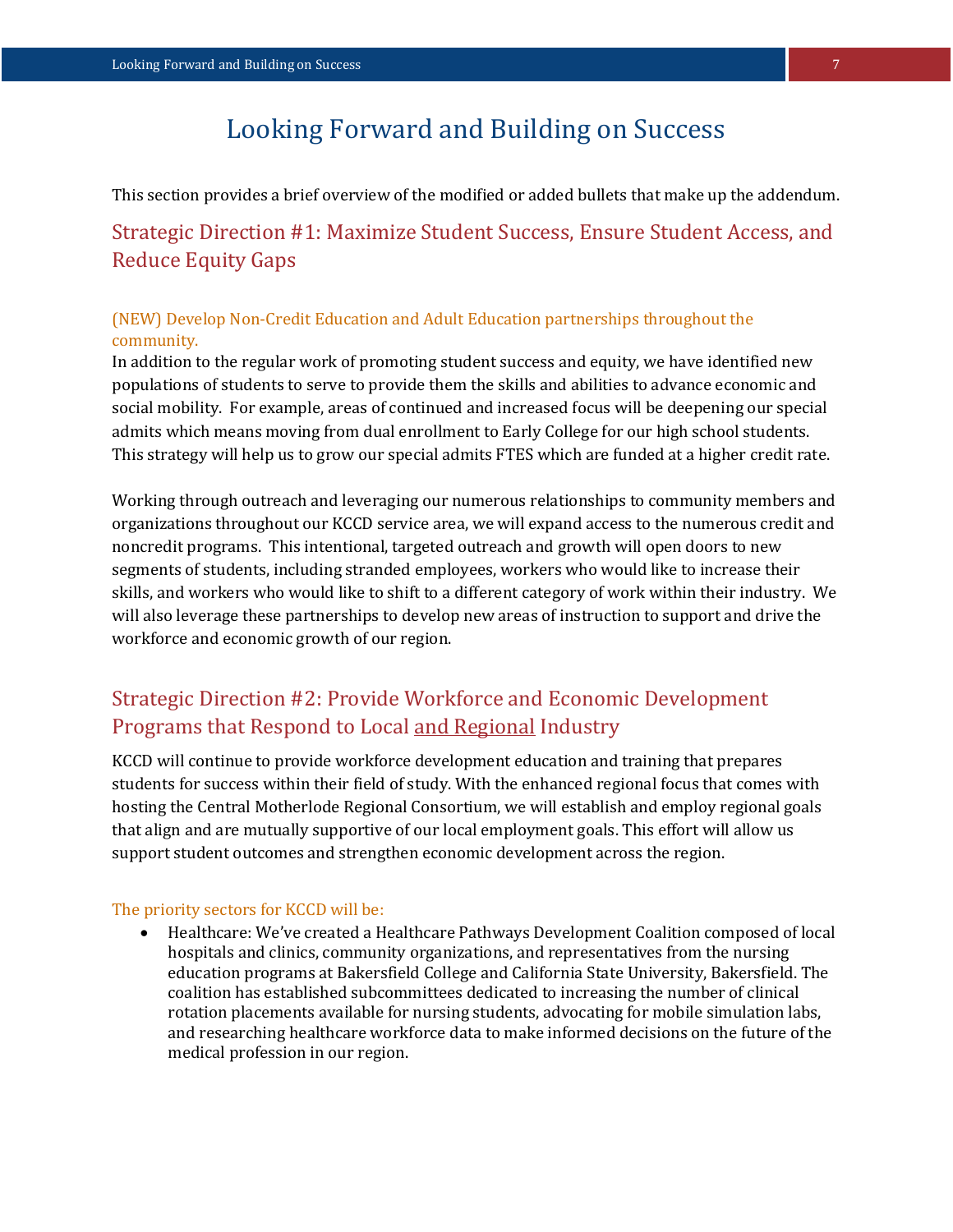# Looking Forward and Building on Success

This section provides a brief overview of the modified or added bullets that make up the addendum.

## Strategic Direction #1: Maximize Student Success, Ensure Student Access, and Reduce Equity Gaps

### (NEW) Develop Non-Credit Education and Adult Education partnerships throughout the community.

In addition to the regular work of promoting student success and equity, we have identified new populations of students to serve to provide them the skills and abilities to advance economic and social mobility. For example, areas of continued and increased focus will be deepening our special admits which means moving from dual enrollment to Early College for our high school students. This strategy will help us to grow our special admits FTES which are funded at a higher credit rate.

Working through outreach and leveraging our numerous relationships to community members and organizations throughout our KCCD service area, we will expand access to the numerous credit and noncredit programs. This intentional, targeted outreach and growth will open doors to new segments of students, including stranded employees, workers who would like to increase their skills, and workers who would like to shift to a different category of work within their industry. We will also leverage these partnerships to develop new areas of instruction to support and drive the workforce and economic growth of our region.

## Strategic Direction #2: Provide Workforce and Economic Development Programs that Respond to Local and Regional Industry

KCCD will continue to provide workforce development education and training that prepares students for success within their field of study. With the enhanced regional focus that comes with hosting the Central Motherlode Regional Consortium, we will establish and employ regional goals that align and are mutually supportive of our local employment goals. This effort will allow us support student outcomes and strengthen economic development across the region.

### The priority sectors for KCCD will be:

- Healthcare: We've created a Healthcare Pathways Development Coalition composed of local hospitals and clinics, community organizations, and representatives from the nursing education programs at Bakersfield College and California State University, Bakersfield. The coalition has established subcommittees dedicated to increasing the number of clinical rotation placements available for nursing students, advocating for mobile simulation labs, and researching healthcare workforce data to make informed decisions on the future of the medical profession in our region.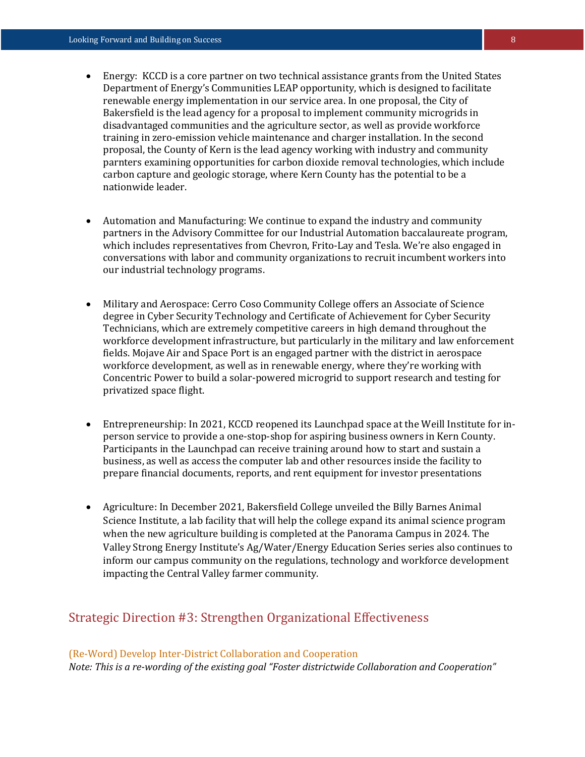- Energy: KCCD is a core partner on two technical assistance grants from the United States Department of Energy's Communities LEAP opportunity, which is designed to facilitate renewable energy implementation in our service area. In one proposal, the City of Bakersfield is the lead agency for a proposal to implement community microgrids in disadvantaged communities and the agriculture sector, as well as provide workforce training in zero-emission vehicle maintenance and charger installation. In the second proposal, the County of Kern is the lead agency working with industry and community parnters examining opportunities for carbon dioxide removal technologies, which include carbon capture and geologic storage, where Kern County has the potential to be a nationwide leader.

- Automation and Manufacturing: We continue to expand the industry and community partners in the Advisory Committee for our Industrial Automation baccalaureate program, which includes representatives from Chevron, Frito-Lay and Tesla. We're also engaged in conversations with labor and community organizations to recruit incumbent workers into our industrial technology programs.

- Military and Aerospace: Cerro Coso Community College offers an Associate of Science degree in Cyber Security Technology and Certificate of Achievement for Cyber Security Technicians, which are extremely competitive careers in high demand throughout the workforce development infrastructure, but particularly in the military and law enforcement fields. Mojave Air and Space Port is an engaged partner with the district in aerospace workforce development, as well as in renewable energy, where they're working with Concentric Power to build a solar-powered microgrid to support research and testing for privatized space flight.

- Entrepreneurship: In 2021, KCCD reopened its Launchpad space at the Weill Institute for in-person service to provide a one-stop-shop for aspiring business owners in Kern County. Participants in the Launchpad can receive training around how to start and sustain a business, as well as access the computer lab and other resources inside the facility to prepare financial documents, reports, and rent equipment for investor presentations

- Agriculture: In December 2021, Bakersfield College unveiled the Billy Barnes Animal Science Institute, a lab facility that will help the college expand its animal science program when the new agriculture building is completed at the Panorama Campus in 2024. The Valley Strong Energy Institute's Ag/Water/Energy Education Series series also continues to inform our campus community on the regulations, technology and workforce development impacting the Central Valley farmer community.

## Strategic Direction #3: Strengthen Organizational Effectiveness

### (Re-Word) Develop Inter-District Collaboration and Cooperation

*Note: This is a re-wording of the existing goal "Foster districtwide Collaboration and Cooperation"*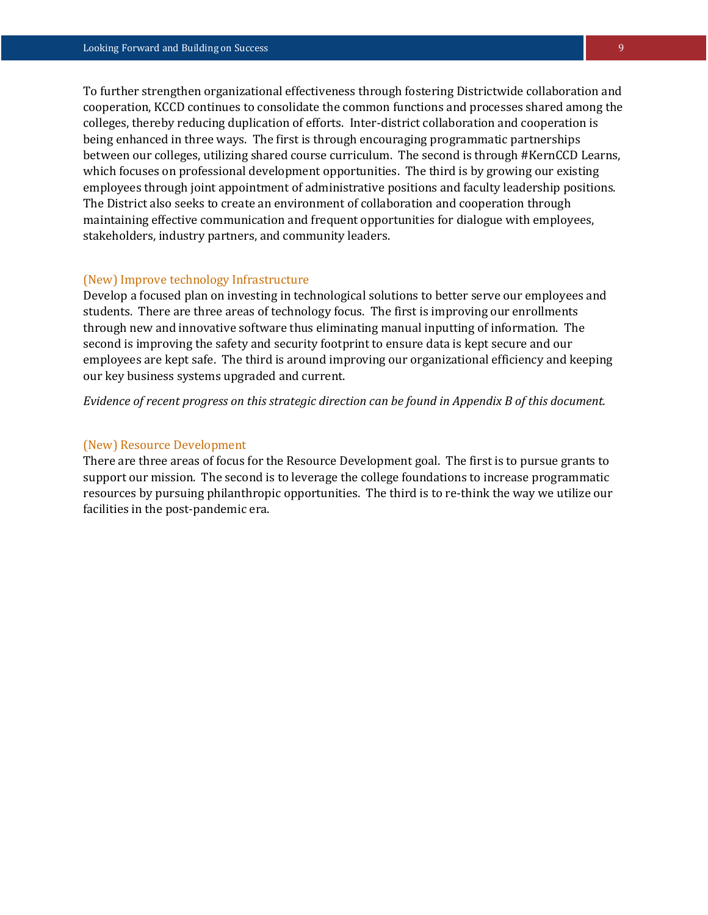To further strengthen organizational effectiveness through fostering Districtwide collaboration and cooperation, KCCD continues to consolidate the common functions and processes shared among the colleges, thereby reducing duplication of efforts. Inter-district collaboration and cooperation is being enhanced in three ways. The first is through encouraging programmatic partnerships between our colleges, utilizing shared course curriculum. The second is through #KernCCD Learns, which focuses on professional development opportunities. The third is by growing our existing employees through joint appointment of administrative positions and faculty leadership positions. The District also seeks to create an environment of collaboration and cooperation through maintaining effective communication and frequent opportunities for dialogue with employees, stakeholders, industry partners, and community leaders.

### (New) Improve technology Infrastructure

Develop a focused plan on investing in technological solutions to better serve our employees and students. There are three areas of technology focus. The first is improving our enrollments through new and innovative software thus eliminating manual inputting of information. The second is improving the safety and security footprint to ensure data is kept secure and our employees are kept safe. The third is around improving our organizational efficiency and keeping our key business systems upgraded and current.

*Evidence of recent progress on this strategic direction can be found in Appendix B of this document.*

### (New) Resource Development

There are three areas of focus for the Resource Development goal. The first is to pursue grants to support our mission. The second is to leverage the college foundations to increase programmatic resources by pursuing philanthropic opportunities. The third is to re-think the way we utilize our facilities in the post-pandemic era.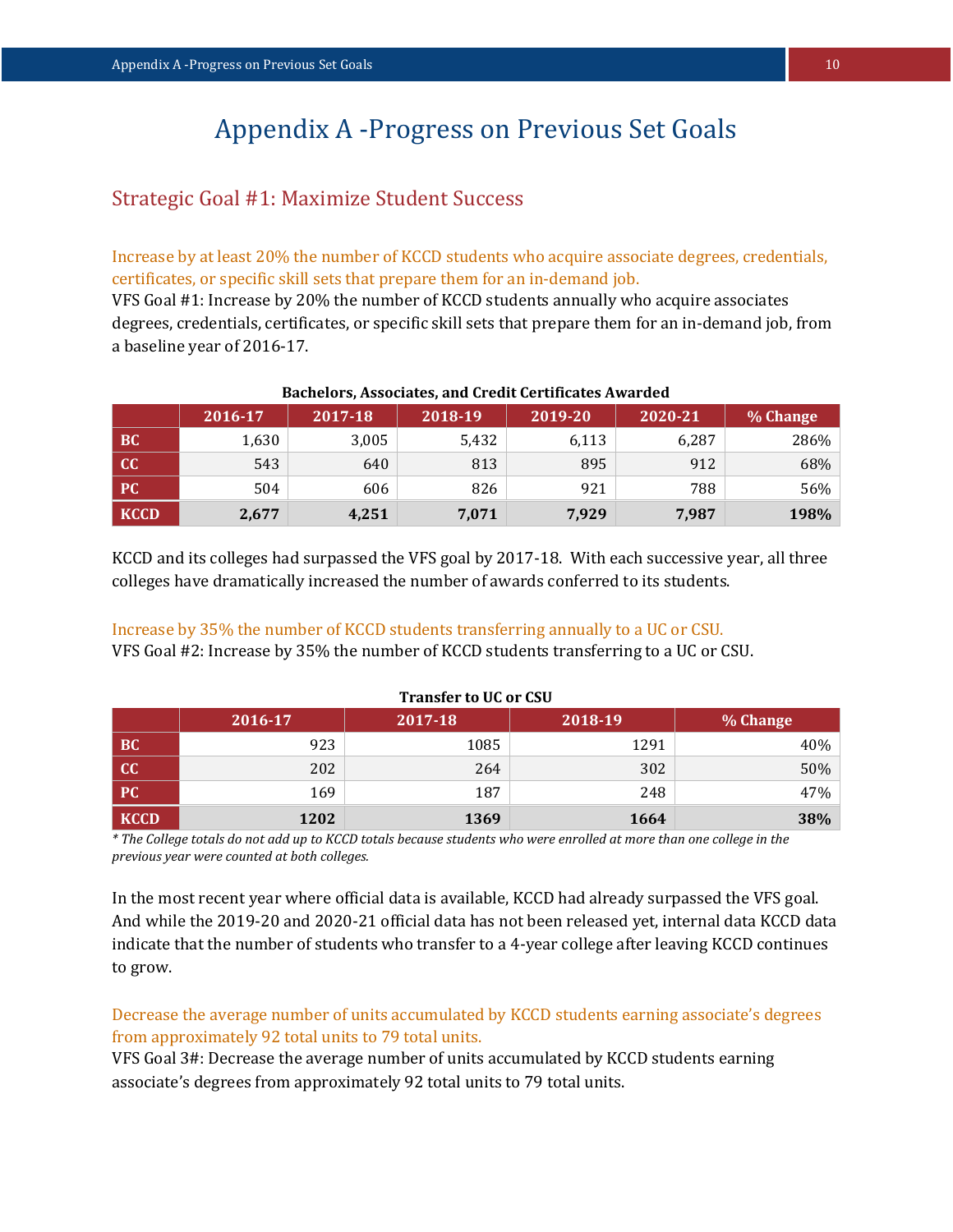# Appendix A -Progress on Previous Set Goals

## Strategic Goal #1: Maximize Student Success

### Increase by at least 20% the number of KCCD students who acquire associate degrees, credentials, certificates, or specific skill sets that prepare them for an in-demand job.

VFS Goal #1: Increase by 20% the number of KCCD students annually who acquire associates degrees, credentials, certificates, or specific skill sets that prepare them for an in-demand job, from a baseline year of 2016-17.

**Bachelors, Associates, and Credit Certificates Awarded**

| | 2016-17 | 2017-18 | 2018-19 | 2019-20 | 2020-21 | % Change |
|---|---|---|---|---|---|---|
| BC | 1,630 | 3,005 | 5,432 | 6,113 | 6,287 | 286% |
| CC | 543 | 640 | 813 | 895 | 912 | 68% |
| PC | 504 | 606 | 826 | 921 | 788 | 56% |
| **KCCD** | **2,677** | **4,251** | **7,071** | **7,929** | **7,987** | **198%** |

KCCD and its colleges had surpassed the VFS goal by 2017-18. With each successive year, all three colleges have dramatically increased the number of awards conferred to its students.

### Increase by 35% the number of KCCD students transferring annually to a UC or CSU.

VFS Goal #2: Increase by 35% the number of KCCD students transferring to a UC or CSU.

**Transfer to UC or CSU**

| | 2016-17 | 2017-18 | 2018-19 | % Change |
|---|---|---|---|---|
| BC | 923 | 1085 | 1291 | 40% |
| CC | 202 | 264 | 302 | 50% |
| PC | 169 | 187 | 248 | 47% |
| **KCCD** | **1202** | **1369** | **1664** | **38%** |

*\* The College totals do not add up to KCCD totals because students who were enrolled at more than one college in the previous year were counted at both colleges.*

In the most recent year where official data is available, KCCD had already surpassed the VFS goal. And while the 2019-20 and 2020-21 official data has not been released yet, internal data KCCD data indicate that the number of students who transfer to a 4-year college after leaving KCCD continues to grow.

### Decrease the average number of units accumulated by KCCD students earning associate's degrees from approximately 92 total units to 79 total units.

VFS Goal 3#: Decrease the average number of units accumulated by KCCD students earning associate's degrees from approximately 92 total units to 79 total units.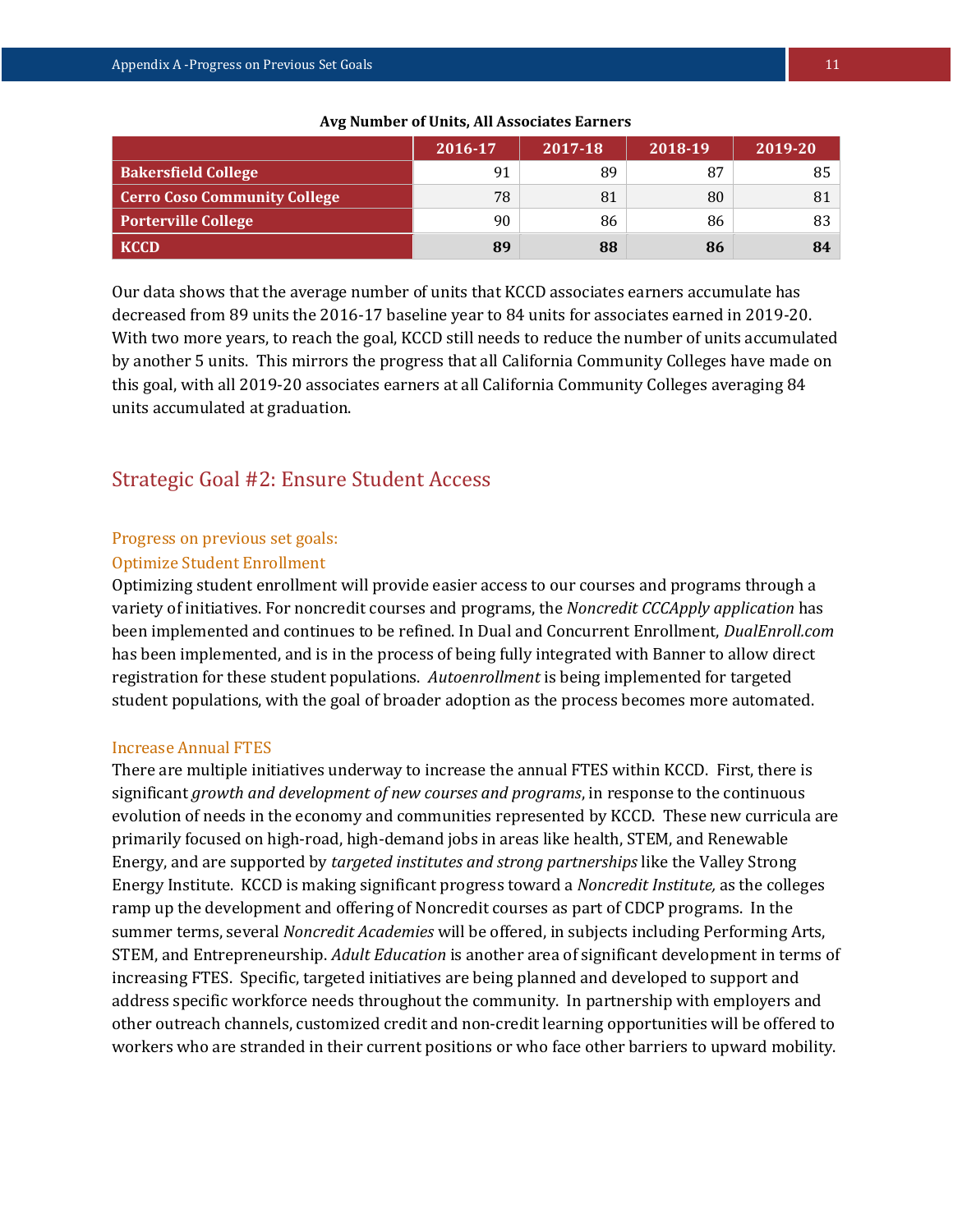**Avg Number of Units, All Associates Earners**

| | 2016-17 | 2017-18 | 2018-19 | 2019-20 |
|---|---|---|---|---|
| **Bakersfield College** | 91 | 89 | 87 | 85 |
| **Cerro Coso Community College** | 78 | 81 | 80 | 81 |
| **Porterville College** | 90 | 86 | 86 | 83 |
| **KCCD** | **89** | **88** | **86** | **84** |

Our data shows that the average number of units that KCCD associates earners accumulate has decreased from 89 units the 2016-17 baseline year to 84 units for associates earned in 2019-20. With two more years, to reach the goal, KCCD still needs to reduce the number of units accumulated by another 5 units. This mirrors the progress that all California Community Colleges have made on this goal, with all 2019-20 associates earners at all California Community Colleges averaging 84 units accumulated at graduation.

## Strategic Goal #2: Ensure Student Access

### Progress on previous set goals:

### Optimize Student Enrollment

Optimizing student enrollment will provide easier access to our courses and programs through a variety of initiatives. For noncredit courses and programs, the *Noncredit CCCApply application* has been implemented and continues to be refined. In Dual and Concurrent Enrollment, *DualEnroll.com* has been implemented, and is in the process of being fully integrated with Banner to allow direct registration for these student populations. *Autoenrollment* is being implemented for targeted student populations, with the goal of broader adoption as the process becomes more automated.

### Increase Annual FTES

There are multiple initiatives underway to increase the annual FTES within KCCD. First, there is significant *growth and development of new courses and programs*, in response to the continuous evolution of needs in the economy and communities represented by KCCD. These new curricula are primarily focused on high-road, high-demand jobs in areas like health, STEM, and Renewable Energy, and are supported by *targeted institutes and strong partnerships* like the Valley Strong Energy Institute. KCCD is making significant progress toward a *Noncredit Institute,* as the colleges ramp up the development and offering of Noncredit courses as part of CDCP programs. In the summer terms, several *Noncredit Academies* will be offered, in subjects including Performing Arts, STEM, and Entrepreneurship. *Adult Education* is another area of significant development in terms of increasing FTES. Specific, targeted initiatives are being planned and developed to support and address specific workforce needs throughout the community. In partnership with employers and other outreach channels, customized credit and non-credit learning opportunities will be offered to workers who are stranded in their current positions or who face other barriers to upward mobility.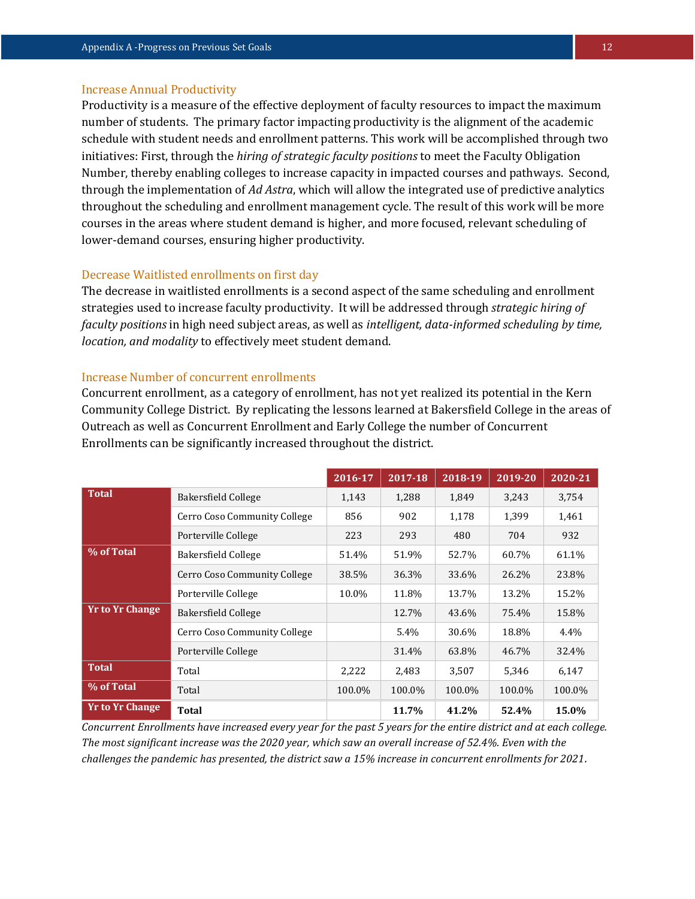### Increase Annual Productivity

Productivity is a measure of the effective deployment of faculty resources to impact the maximum number of students. The primary factor impacting productivity is the alignment of the academic schedule with student needs and enrollment patterns. This work will be accomplished through two initiatives: First, through the *hiring of strategic faculty positions* to meet the Faculty Obligation Number, thereby enabling colleges to increase capacity in impacted courses and pathways. Second, through the implementation of *Ad Astra*, which will allow the integrated use of predictive analytics throughout the scheduling and enrollment management cycle. The result of this work will be more courses in the areas where student demand is higher, and more focused, relevant scheduling of lower-demand courses, ensuring higher productivity.

### Decrease Waitlisted enrollments on first day

The decrease in waitlisted enrollments is a second aspect of the same scheduling and enrollment strategies used to increase faculty productivity. It will be addressed through *strategic hiring of faculty positions* in high need subject areas, as well as *intelligent, data-informed scheduling by time, location, and modality* to effectively meet student demand.

### Increase Number of concurrent enrollments

Concurrent enrollment, as a category of enrollment, has not yet realized its potential in the Kern Community College District. By replicating the lessons learned at Bakersfield College in the areas of Outreach as well as Concurrent Enrollment and Early College the number of Concurrent Enrollments can be significantly increased throughout the district.

| | | 2016-17 | 2017-18 | 2018-19 | 2019-20 | 2020-21 |
|---|---|---|---|---|---|---|
| **Total** | Bakersfield College | 1,143 | 1,288 | 1,849 | 3,243 | 3,754 |
| | Cerro Coso Community College | 856 | 902 | 1,178 | 1,399 | 1,461 |
| | Porterville College | 223 | 293 | 480 | 704 | 932 |
| **% of Total** | Bakersfield College | 51.4% | 51.9% | 52.7% | 60.7% | 61.1% |
| | Cerro Coso Community College | 38.5% | 36.3% | 33.6% | 26.2% | 23.8% |
| | Porterville College | 10.0% | 11.8% | 13.7% | 13.2% | 15.2% |
| **Yr to Yr Change** | Bakersfield College | | 12.7% | 43.6% | 75.4% | 15.8% |
| | Cerro Coso Community College | | 5.4% | 30.6% | 18.8% | 4.4% |
| | Porterville College | | 31.4% | 63.8% | 46.7% | 32.4% |
| **Total** | Total | 2,222 | 2,483 | 3,507 | 5,346 | 6,147 |
| **% of Total** | Total | 100.0% | 100.0% | 100.0% | 100.0% | 100.0% |
| **Yr to Yr Change** | **Total** | | **11.7%** | **41.2%** | **52.4%** | **15.0%** |

*Concurrent Enrollments have increased every year for the past 5 years for the entire district and at each college. The most significant increase was the 2020 year, which saw an overall increase of 52.4%. Even with the challenges the pandemic has presented, the district saw a 15% increase in concurrent enrollments for 2021.*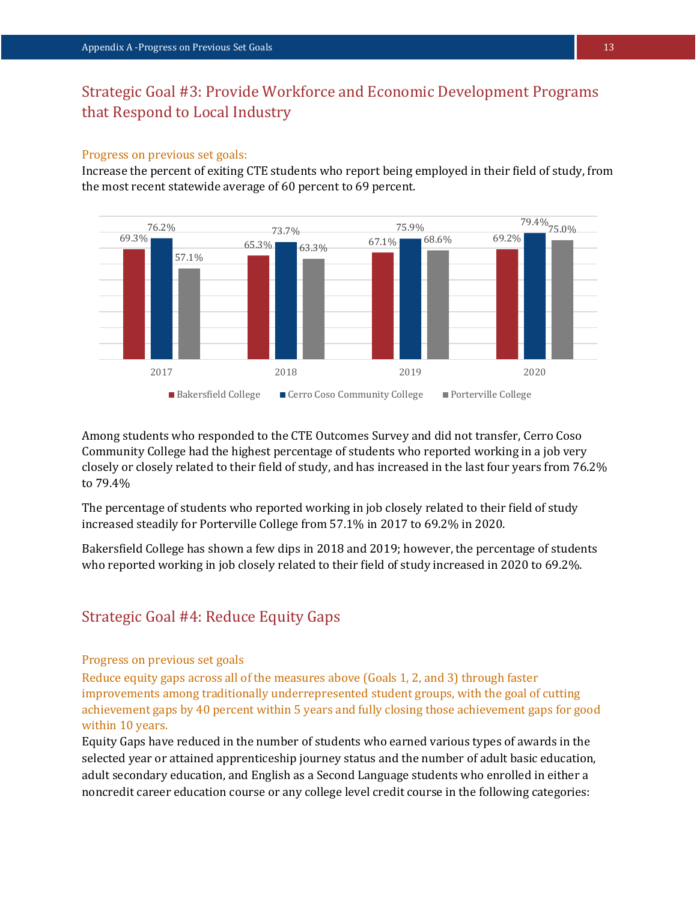## Strategic Goal #3: Provide Workforce and Economic Development Programs that Respond to Local Industry

### Progress on previous set goals:

Increase the percent of exiting CTE students who report being employed in their field of study, from the most recent statewide average of 60 percent to 69 percent.

| Year | Bakersfield College | Cerro Coso Community College | Porterville College |
|---|---|---|---|
| 2017 | 69.3% | 76.2% | 57.1% |
| 2018 | 65.3% | 73.7% | 63.3% |
| 2019 | 67.1% | 75.9% | 68.6% |
| 2020 | 69.2% | 79.4% | 75.0% |

Among students who responded to the CTE Outcomes Survey and did not transfer, Cerro Coso Community College had the highest percentage of students who reported working in a job very closely or closely related to their field of study, and has increased in the last four years from 76.2% to 79.4%

The percentage of students who reported working in job closely related to their field of study increased steadily for Porterville College from 57.1% in 2017 to 69.2% in 2020.

Bakersfield College has shown a few dips in 2018 and 2019; however, the percentage of students who reported working in job closely related to their field of study increased in 2020 to 69.2%.

## Strategic Goal #4: Reduce Equity Gaps

### Progress on previous set goals

Reduce equity gaps across all of the measures above (Goals 1, 2, and 3) through faster improvements among traditionally underrepresented student groups, with the goal of cutting achievement gaps by 40 percent within 5 years and fully closing those achievement gaps for good within 10 years.

Equity Gaps have reduced in the number of students who earned various types of awards in the selected year or attained apprenticeship journey status and the number of adult basic education, adult secondary education, and English as a Second Language students who enrolled in either a noncredit career education course or any college level credit course in the following categories: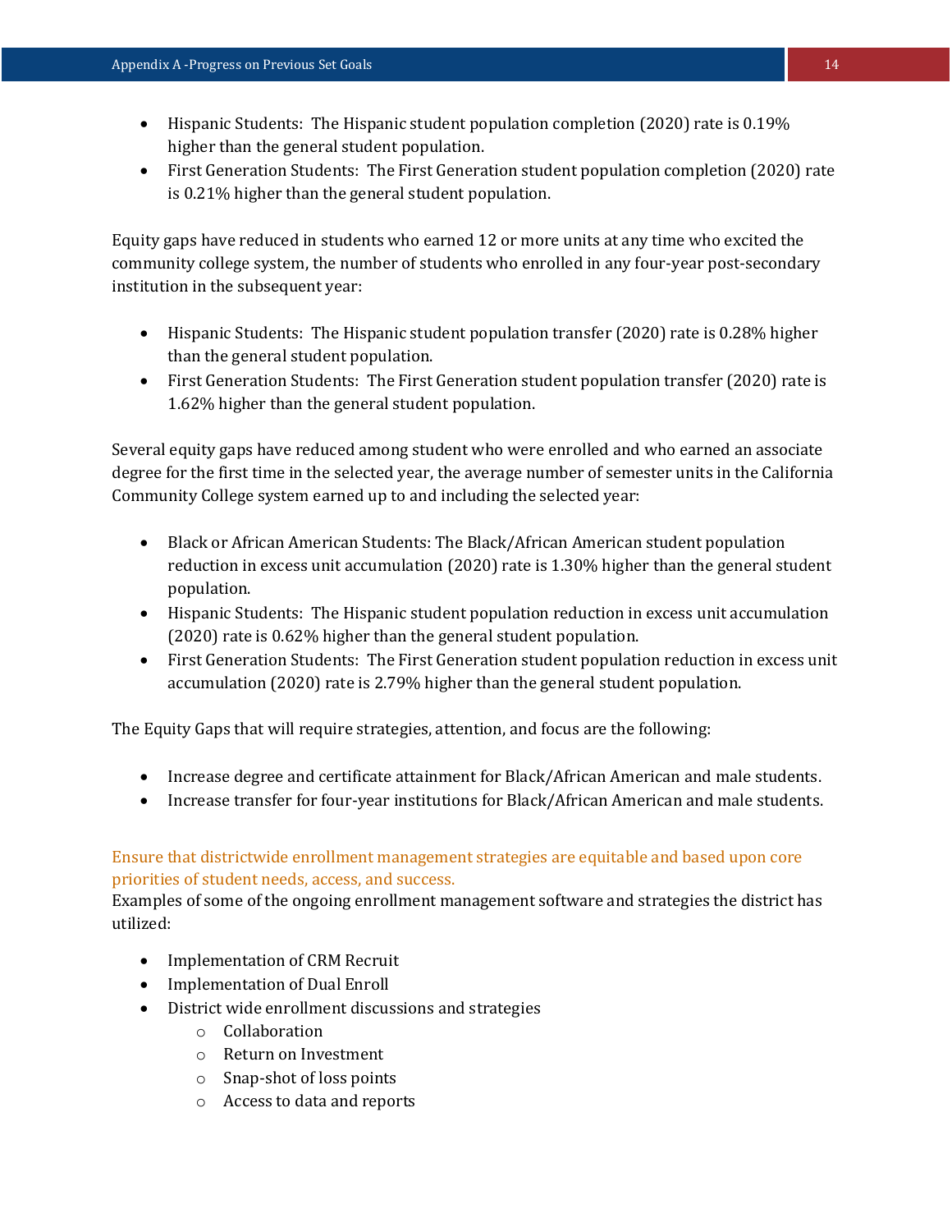- Hispanic Students: The Hispanic student population completion (2020) rate is 0.19% higher than the general student population.
- First Generation Students: The First Generation student population completion (2020) rate is 0.21% higher than the general student population.

Equity gaps have reduced in students who earned 12 or more units at any time who excited the community college system, the number of students who enrolled in any four-year post-secondary institution in the subsequent year:

- Hispanic Students: The Hispanic student population transfer (2020) rate is 0.28% higher than the general student population.
- First Generation Students: The First Generation student population transfer (2020) rate is 1.62% higher than the general student population.

Several equity gaps have reduced among student who were enrolled and who earned an associate degree for the first time in the selected year, the average number of semester units in the California Community College system earned up to and including the selected year:

- Black or African American Students: The Black/African American student population reduction in excess unit accumulation (2020) rate is 1.30% higher than the general student population.
- Hispanic Students: The Hispanic student population reduction in excess unit accumulation (2020) rate is 0.62% higher than the general student population.
- First Generation Students: The First Generation student population reduction in excess unit accumulation (2020) rate is 2.79% higher than the general student population.

The Equity Gaps that will require strategies, attention, and focus are the following:

- Increase degree and certificate attainment for Black/African American and male students.
- Increase transfer for four-year institutions for Black/African American and male students.

### Ensure that districtwide enrollment management strategies are equitable and based upon core priorities of student needs, access, and success.

Examples of some of the ongoing enrollment management software and strategies the district has utilized:

- Implementation of CRM Recruit
- Implementation of Dual Enroll
- District wide enrollment discussions and strategies
  - Collaboration
  - Return on Investment
  - Snap-shot of loss points
  - Access to data and reports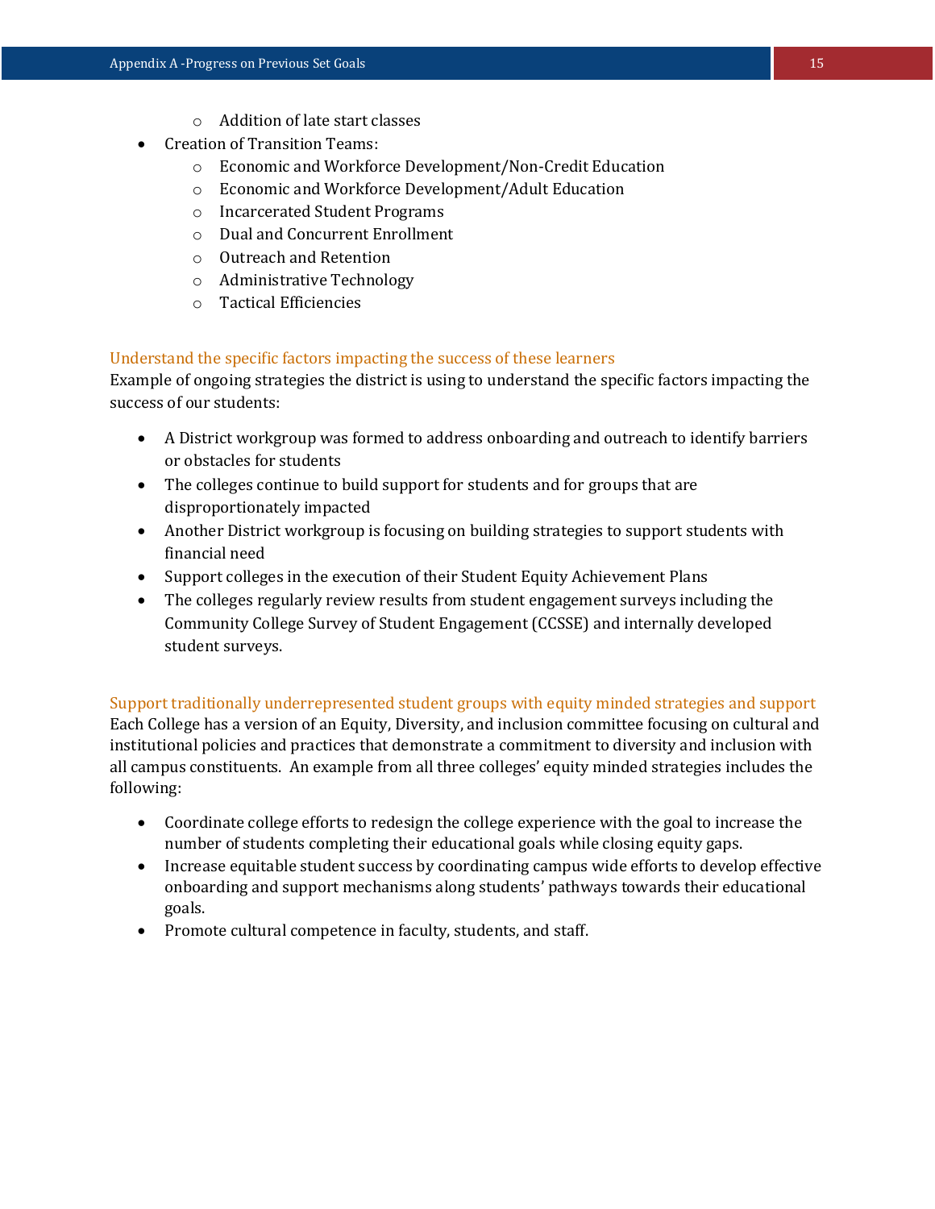- Addition of late start classes
- Creation of Transition Teams:
    - Economic and Workforce Development/Non-Credit Education
    - Economic and Workforce Development/Adult Education
    - Incarcerated Student Programs
    - Dual and Concurrent Enrollment
    - Outreach and Retention
    - Administrative Technology
    - Tactical Efficiencies

### Understand the specific factors impacting the success of these learners

Example of ongoing strategies the district is using to understand the specific factors impacting the success of our students:

- A District workgroup was formed to address onboarding and outreach to identify barriers or obstacles for students
- The colleges continue to build support for students and for groups that are disproportionately impacted
- Another District workgroup is focusing on building strategies to support students with financial need
- Support colleges in the execution of their Student Equity Achievement Plans
- The colleges regularly review results from student engagement surveys including the Community College Survey of Student Engagement (CCSSE) and internally developed student surveys.

### Support traditionally underrepresented student groups with equity minded strategies and support

Each College has a version of an Equity, Diversity, and inclusion committee focusing on cultural and institutional policies and practices that demonstrate a commitment to diversity and inclusion with all campus constituents. An example from all three colleges' equity minded strategies includes the following:

- Coordinate college efforts to redesign the college experience with the goal to increase the number of students completing their educational goals while closing equity gaps.
- Increase equitable student success by coordinating campus wide efforts to develop effective onboarding and support mechanisms along students' pathways towards their educational goals.
- Promote cultural competence in faculty, students, and staff.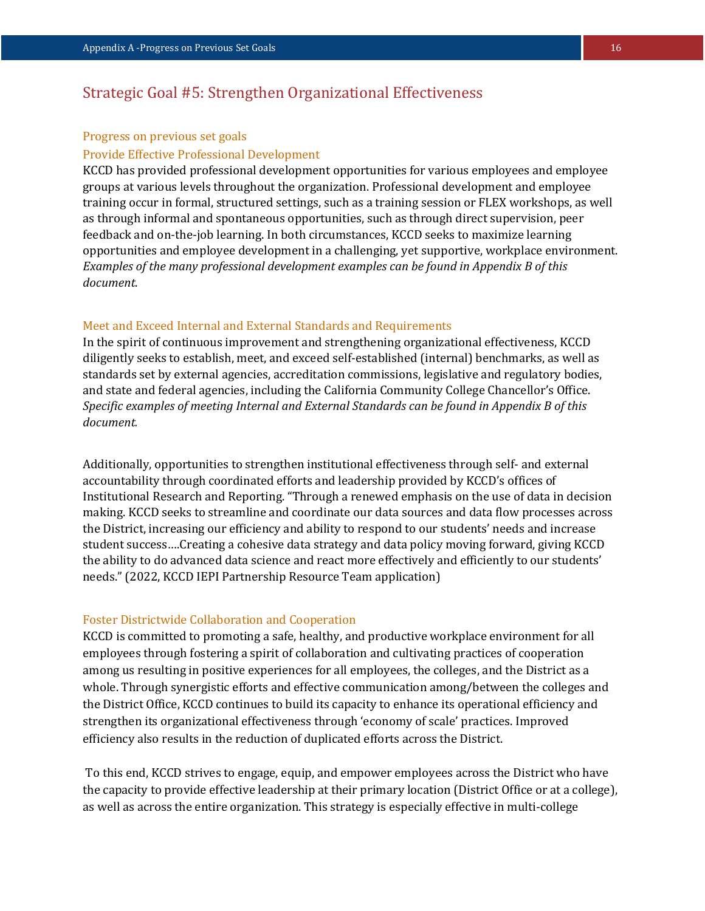## Strategic Goal #5: Strengthen Organizational Effectiveness

### Progress on previous set goals

### Provide Effective Professional Development

KCCD has provided professional development opportunities for various employees and employee groups at various levels throughout the organization. Professional development and employee training occur in formal, structured settings, such as a training session or FLEX workshops, as well as through informal and spontaneous opportunities, such as through direct supervision, peer feedback and on-the-job learning. In both circumstances, KCCD seeks to maximize learning opportunities and employee development in a challenging, yet supportive, workplace environment. *Examples of the many professional development examples can be found in Appendix B of this document.*

### Meet and Exceed Internal and External Standards and Requirements

In the spirit of continuous improvement and strengthening organizational effectiveness, KCCD diligently seeks to establish, meet, and exceed self-established (internal) benchmarks, as well as standards set by external agencies, accreditation commissions, legislative and regulatory bodies, and state and federal agencies, including the California Community College Chancellor's Office. *Specific examples of meeting Internal and External Standards can be found in Appendix B of this document.*

Additionally, opportunities to strengthen institutional effectiveness through self- and external accountability through coordinated efforts and leadership provided by KCCD's offices of Institutional Research and Reporting. "Through a renewed emphasis on the use of data in decision making. KCCD seeks to streamline and coordinate our data sources and data flow processes across the District, increasing our efficiency and ability to respond to our students' needs and increase student success….Creating a cohesive data strategy and data policy moving forward, giving KCCD the ability to do advanced data science and react more effectively and efficiently to our students' needs." (2022, KCCD IEPI Partnership Resource Team application)

### Foster Districtwide Collaboration and Cooperation

KCCD is committed to promoting a safe, healthy, and productive workplace environment for all employees through fostering a spirit of collaboration and cultivating practices of cooperation among us resulting in positive experiences for all employees, the colleges, and the District as a whole. Through synergistic efforts and effective communication among/between the colleges and the District Office, KCCD continues to build its capacity to enhance its operational efficiency and strengthen its organizational effectiveness through 'economy of scale' practices. Improved efficiency also results in the reduction of duplicated efforts across the District.

To this end, KCCD strives to engage, equip, and empower employees across the District who have the capacity to provide effective leadership at their primary location (District Office or at a college), as well as across the entire organization. This strategy is especially effective in multi-college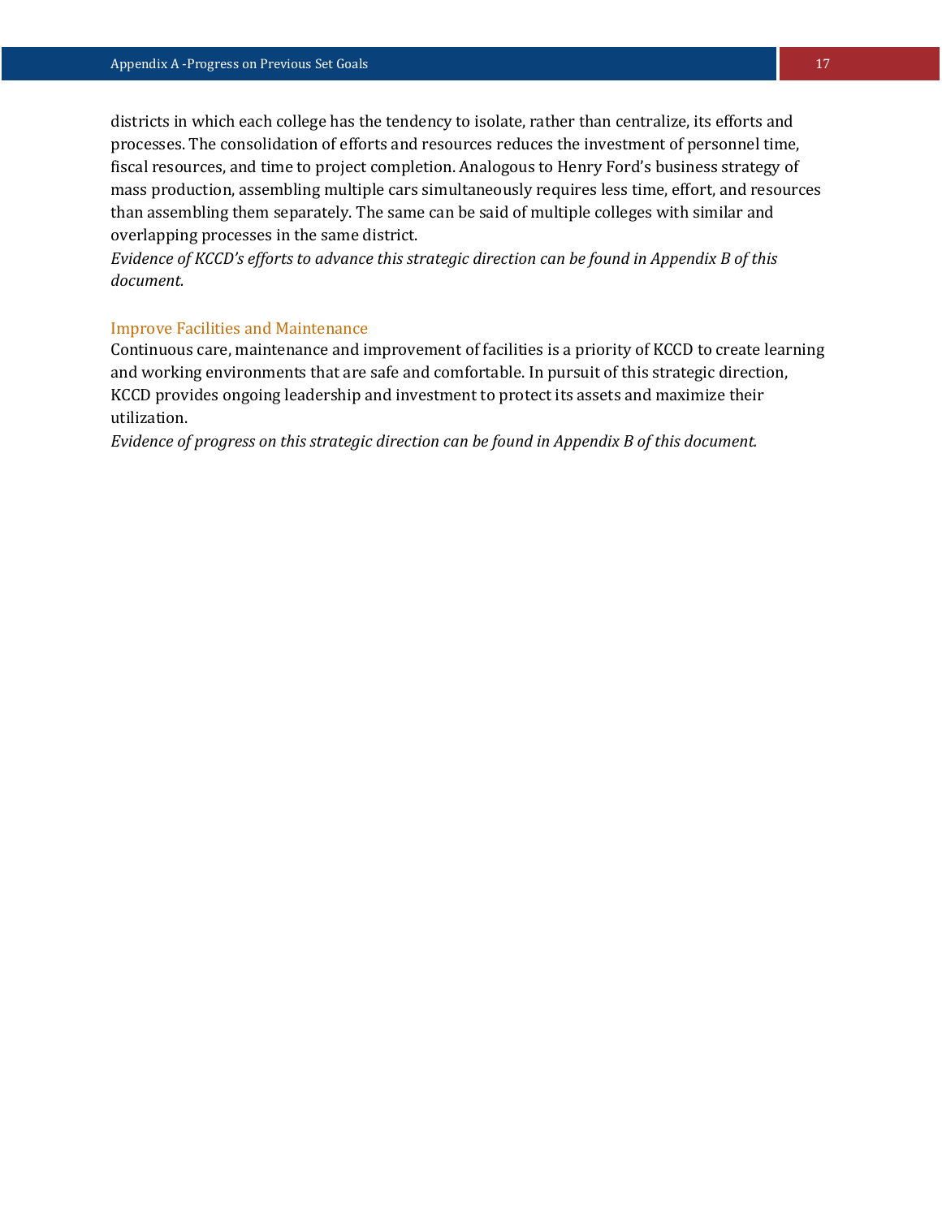districts in which each college has the tendency to isolate, rather than centralize, its efforts and processes. The consolidation of efforts and resources reduces the investment of personnel time, fiscal resources, and time to project completion. Analogous to Henry Ford's business strategy of mass production, assembling multiple cars simultaneously requires less time, effort, and resources than assembling them separately. The same can be said of multiple colleges with similar and overlapping processes in the same district.

*Evidence of KCCD's efforts to advance this strategic direction can be found in Appendix B of this document.*

### Improve Facilities and Maintenance

Continuous care, maintenance and improvement of facilities is a priority of KCCD to create learning and working environments that are safe and comfortable. In pursuit of this strategic direction, KCCD provides ongoing leadership and investment to protect its assets and maximize their utilization.

*Evidence of progress on this strategic direction can be found in Appendix B of this document.*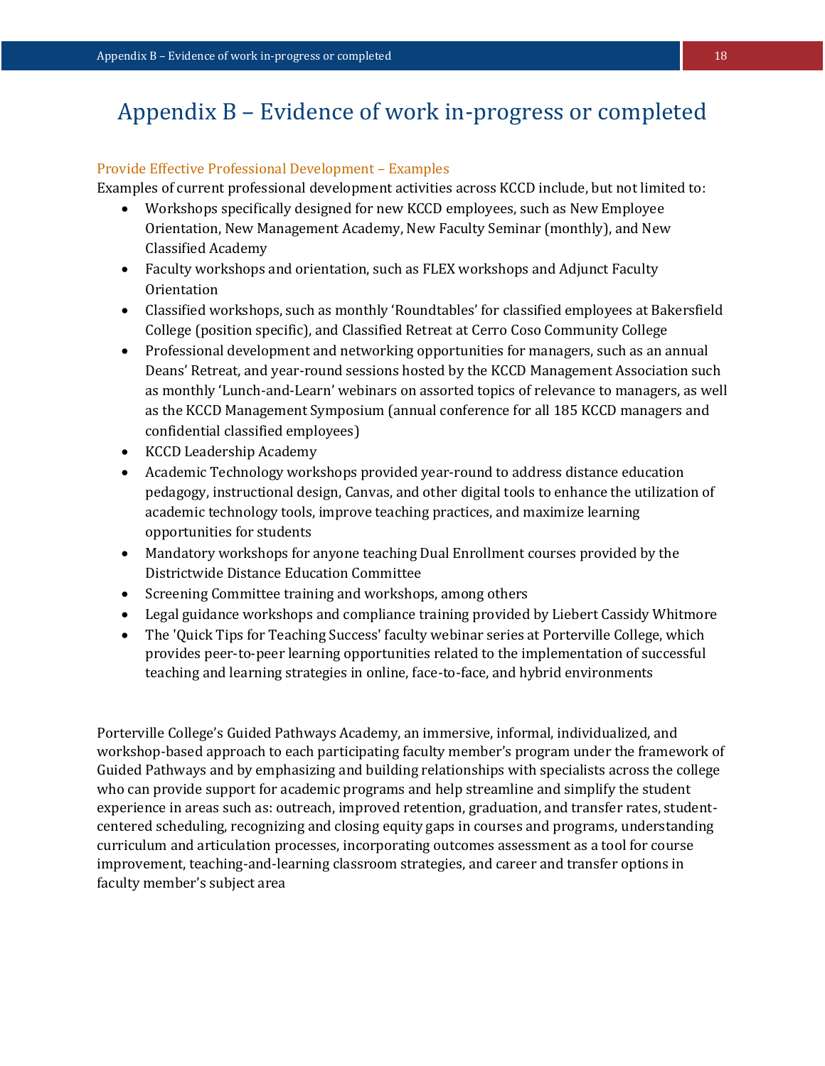# Appendix B – Evidence of work in-progress or completed

### Provide Effective Professional Development – Examples

Examples of current professional development activities across KCCD include, but not limited to:

- Workshops specifically designed for new KCCD employees, such as New Employee Orientation, New Management Academy, New Faculty Seminar (monthly), and New Classified Academy
- Faculty workshops and orientation, such as FLEX workshops and Adjunct Faculty Orientation
- Classified workshops, such as monthly 'Roundtables' for classified employees at Bakersfield College (position specific), and Classified Retreat at Cerro Coso Community College
- Professional development and networking opportunities for managers, such as an annual Deans' Retreat, and year-round sessions hosted by the KCCD Management Association such as monthly 'Lunch-and-Learn' webinars on assorted topics of relevance to managers, as well as the KCCD Management Symposium (annual conference for all 185 KCCD managers and confidential classified employees)
- KCCD Leadership Academy
- Academic Technology workshops provided year-round to address distance education pedagogy, instructional design, Canvas, and other digital tools to enhance the utilization of academic technology tools, improve teaching practices, and maximize learning opportunities for students
- Mandatory workshops for anyone teaching Dual Enrollment courses provided by the Districtwide Distance Education Committee
- Screening Committee training and workshops, among others
- Legal guidance workshops and compliance training provided by Liebert Cassidy Whitmore
- The 'Quick Tips for Teaching Success' faculty webinar series at Porterville College, which provides peer-to-peer learning opportunities related to the implementation of successful teaching and learning strategies in online, face-to-face, and hybrid environments

Porterville College's Guided Pathways Academy, an immersive, informal, individualized, and workshop-based approach to each participating faculty member's program under the framework of Guided Pathways and by emphasizing and building relationships with specialists across the college who can provide support for academic programs and help streamline and simplify the student experience in areas such as: outreach, improved retention, graduation, and transfer rates, student-centered scheduling, recognizing and closing equity gaps in courses and programs, understanding curriculum and articulation processes, incorporating outcomes assessment as a tool for course improvement, teaching-and-learning classroom strategies, and career and transfer options in faculty member's subject area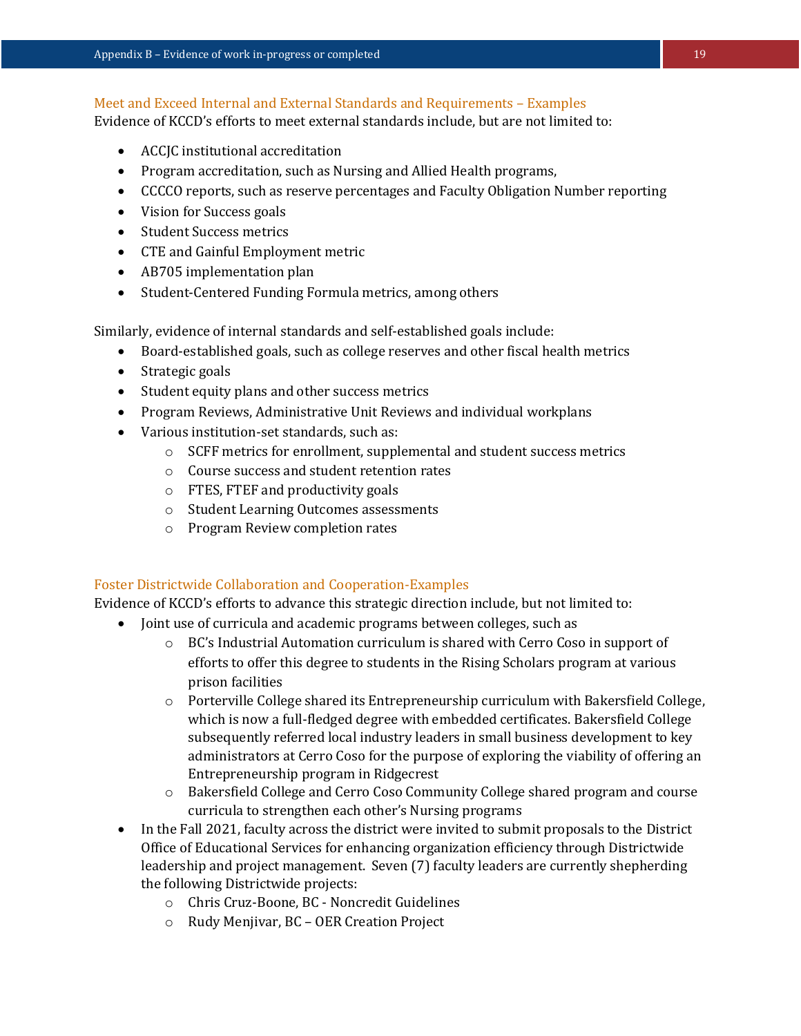### Meet and Exceed Internal and External Standards and Requirements – Examples

Evidence of KCCD's efforts to meet external standards include, but are not limited to:

- ACCJC institutional accreditation
- Program accreditation, such as Nursing and Allied Health programs,
- CCCCO reports, such as reserve percentages and Faculty Obligation Number reporting
- Vision for Success goals
- Student Success metrics
- CTE and Gainful Employment metric
- AB705 implementation plan
- Student-Centered Funding Formula metrics, among others

Similarly, evidence of internal standards and self-established goals include:

- Board-established goals, such as college reserves and other fiscal health metrics
- Strategic goals
- Student equity plans and other success metrics
- Program Reviews, Administrative Unit Reviews and individual workplans
- Various institution-set standards, such as:
  - SCFF metrics for enrollment, supplemental and student success metrics
  - Course success and student retention rates
  - FTES, FTEF and productivity goals
  - Student Learning Outcomes assessments
  - Program Review completion rates

### Foster Districtwide Collaboration and Cooperation-Examples

Evidence of KCCD's efforts to advance this strategic direction include, but not limited to:

- Joint use of curricula and academic programs between colleges, such as
  - BC's Industrial Automation curriculum is shared with Cerro Coso in support of efforts to offer this degree to students in the Rising Scholars program at various prison facilities
  - Porterville College shared its Entrepreneurship curriculum with Bakersfield College, which is now a full-fledged degree with embedded certificates. Bakersfield College subsequently referred local industry leaders in small business development to key administrators at Cerro Coso for the purpose of exploring the viability of offering an Entrepreneurship program in Ridgecrest
  - Bakersfield College and Cerro Coso Community College shared program and course curricula to strengthen each other's Nursing programs
- In the Fall 2021, faculty across the district were invited to submit proposals to the District Office of Educational Services for enhancing organization efficiency through Districtwide leadership and project management. Seven (7) faculty leaders are currently shepherding the following Districtwide projects:
  - Chris Cruz-Boone, BC - Noncredit Guidelines
  - Rudy Menjivar, BC – OER Creation Project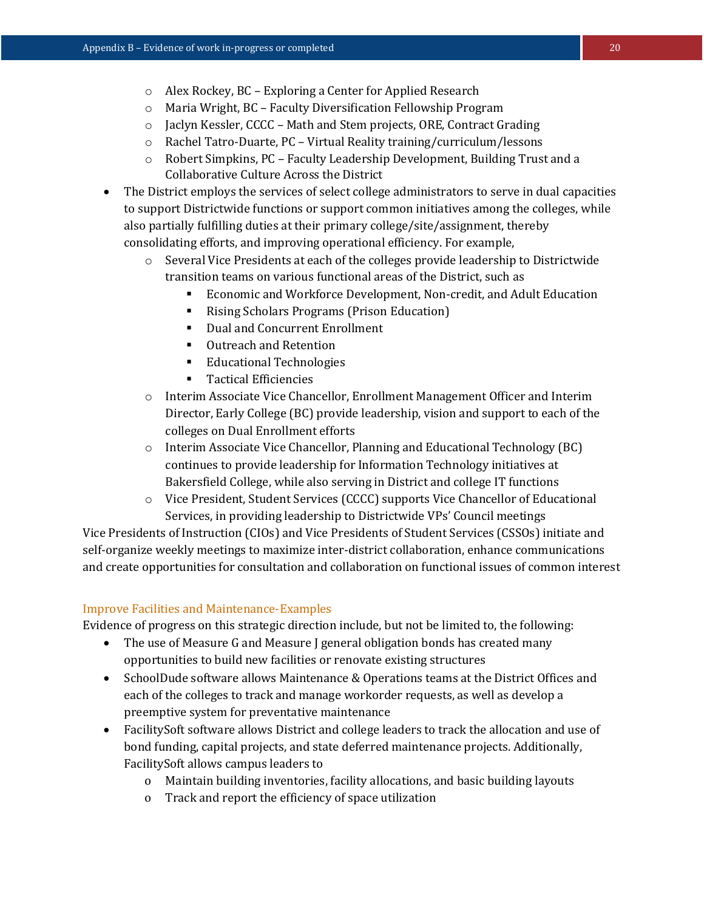- Alex Rockey, BC – Exploring a Center for Applied Research
  - Maria Wright, BC – Faculty Diversification Fellowship Program
  - Jaclyn Kessler, CCCC – Math and Stem projects, ORE, Contract Grading
  - Rachel Tatro-Duarte, PC – Virtual Reality training/curriculum/lessons
  - Robert Simpkins, PC – Faculty Leadership Development, Building Trust and a Collaborative Culture Across the District
- The District employs the services of select college administrators to serve in dual capacities to support Districtwide functions or support common initiatives among the colleges, while also partially fulfilling duties at their primary college/site/assignment, thereby consolidating efforts, and improving operational efficiency. For example,
  - Several Vice Presidents at each of the colleges provide leadership to Districtwide transition teams on various functional areas of the District, such as
    - Economic and Workforce Development, Non-credit, and Adult Education
    - Rising Scholars Programs (Prison Education)
    - Dual and Concurrent Enrollment
    - Outreach and Retention
    - Educational Technologies
    - Tactical Efficiencies
  - Interim Associate Vice Chancellor, Enrollment Management Officer and Interim Director, Early College (BC) provide leadership, vision and support to each of the colleges on Dual Enrollment efforts
  - Interim Associate Vice Chancellor, Planning and Educational Technology (BC) continues to provide leadership for Information Technology initiatives at Bakersfield College, while also serving in District and college IT functions
  - Vice President, Student Services (CCCC) supports Vice Chancellor of Educational Services, in providing leadership to Districtwide VPs' Council meetings

Vice Presidents of Instruction (CIOs) and Vice Presidents of Student Services (CSSOs) initiate and self-organize weekly meetings to maximize inter-district collaboration, enhance communications and create opportunities for consultation and collaboration on functional issues of common interest

### Improve Facilities and Maintenance-Examples

Evidence of progress on this strategic direction include, but not be limited to, the following:

- The use of Measure G and Measure J general obligation bonds has created many opportunities to build new facilities or renovate existing structures
- SchoolDude software allows Maintenance & Operations teams at the District Offices and each of the colleges to track and manage workorder requests, as well as develop a preemptive system for preventative maintenance
- FacilitySoft software allows District and college leaders to track the allocation and use of bond funding, capital projects, and state deferred maintenance projects. Additionally, FacilitySoft allows campus leaders to
  - Maintain building inventories, facility allocations, and basic building layouts
  - Track and report the efficiency of space utilization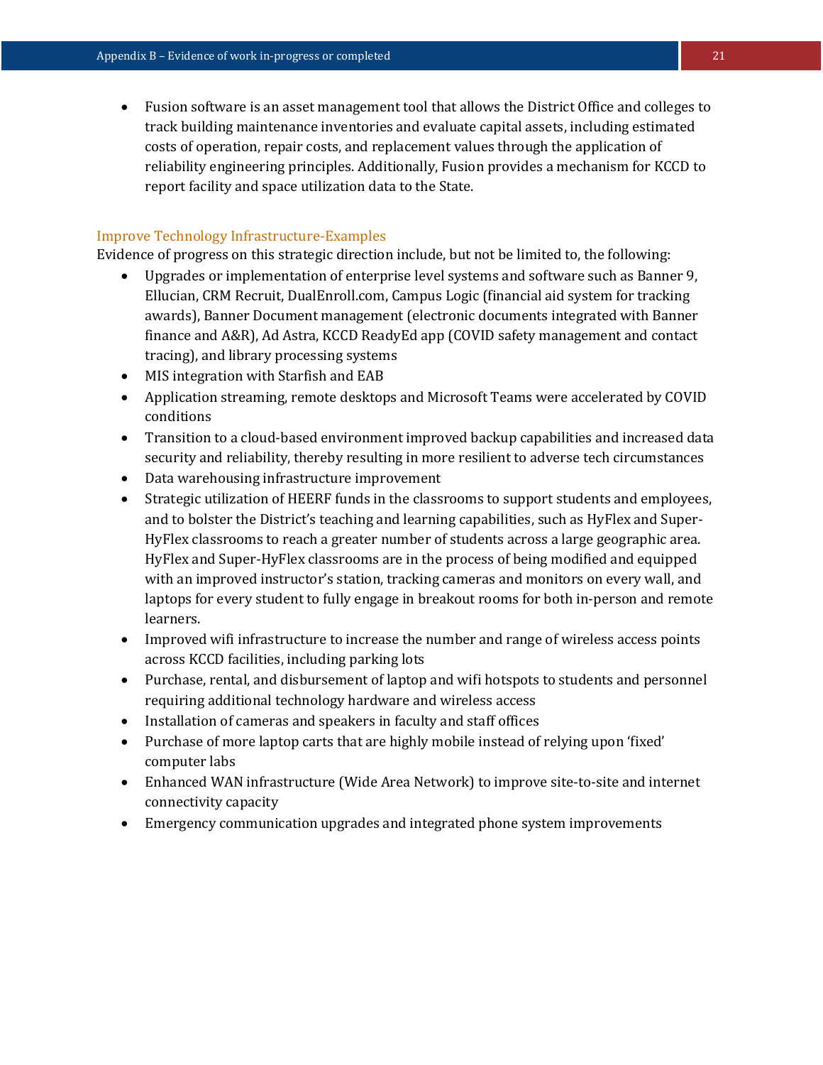- Fusion software is an asset management tool that allows the District Office and colleges to track building maintenance inventories and evaluate capital assets, including estimated costs of operation, repair costs, and replacement values through the application of reliability engineering principles. Additionally, Fusion provides a mechanism for KCCD to report facility and space utilization data to the State.

### Improve Technology Infrastructure-Examples

Evidence of progress on this strategic direction include, but not be limited to, the following:

- Upgrades or implementation of enterprise level systems and software such as Banner 9, Ellucian, CRM Recruit, DualEnroll.com, Campus Logic (financial aid system for tracking awards), Banner Document management (electronic documents integrated with Banner finance and A&R), Ad Astra, KCCD ReadyEd app (COVID safety management and contact tracing), and library processing systems
- MIS integration with Starfish and EAB
- Application streaming, remote desktops and Microsoft Teams were accelerated by COVID conditions
- Transition to a cloud-based environment improved backup capabilities and increased data security and reliability, thereby resulting in more resilient to adverse tech circumstances
- Data warehousing infrastructure improvement
- Strategic utilization of HEERF funds in the classrooms to support students and employees, and to bolster the District's teaching and learning capabilities, such as HyFlex and Super-HyFlex classrooms to reach a greater number of students across a large geographic area. HyFlex and Super-HyFlex classrooms are in the process of being modified and equipped with an improved instructor's station, tracking cameras and monitors on every wall, and laptops for every student to fully engage in breakout rooms for both in-person and remote learners.
- Improved wifi infrastructure to increase the number and range of wireless access points across KCCD facilities, including parking lots
- Purchase, rental, and disbursement of laptop and wifi hotspots to students and personnel requiring additional technology hardware and wireless access
- Installation of cameras and speakers in faculty and staff offices
- Purchase of more laptop carts that are highly mobile instead of relying upon 'fixed' computer labs
- Enhanced WAN infrastructure (Wide Area Network) to improve site-to-site and internet connectivity capacity
- Emergency communication upgrades and integrated phone system improvements